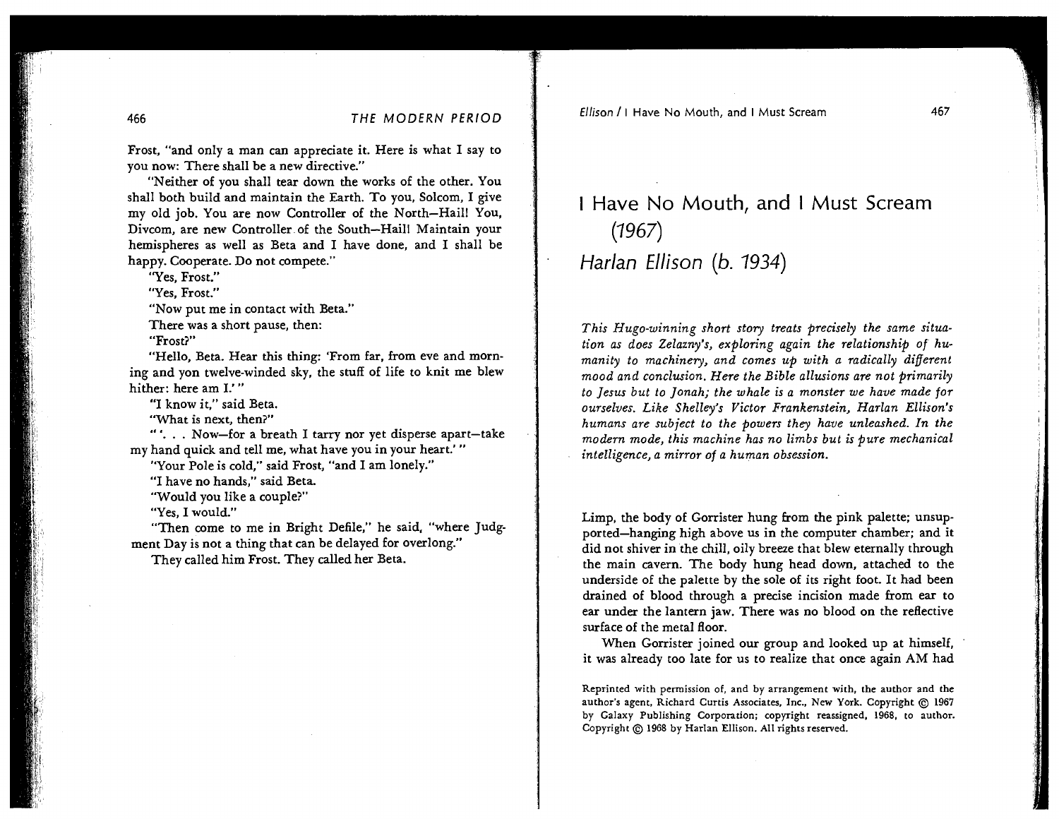Frost, "and only a man can appreciate it. Here is what I say to you now: There shall be a new directive."

"Neither of you shall tear down the works of the other. You shall both build and maintain the Earth. To you, Solcom, I give my old job. You are now Controller of the North—Hail! You, Divcom, are new Controller of the South—Hail! Maintain your hemispheres as well as Beta and I have done, and I shall be happy. Cooperate. Do not compete."

"Yes, Frost."

"Yes, Frost."

"Now put me in contact with Beta."

There was a short pause, then:

"Frost?"

"Hello, Beta. Hear this thing: 'From far, from eve and morning and yon twelve-winded sky, the stuff of life to knit me blew hither: here am I.' "

"I know it," said Beta.

"What is next, then?"

" '. . . Now—for a breath I tarry nor yet disperse apart—take my hand quick and tell me, what have you in your heart.' "

"Your Pole is cold," said Frost, "and I am lonely."

"I have no hands," said Beta.

"Would you like a couple?"

"Yes, I would."

"Then come to me in Bright Defile," he said, "where Judgment Day is not a thing that can be delayed for overlong."

They called him Frost. They called her Beta.

# I Have No Mouth, and I Must Scream (1967)

## *Harlan Ellison (b. 1934)*

*This Hugo-winning short story treats precisely the same situation as does Zelazny's, exploring again the relationship of humanity to machinery, and comes up with a radically different mood and conclusion. Here the Bible allusions are not primarily to Jesus but to Jonah; the whale is a monster we have made for ourselves. Like Shelley's Victor Frankenstein, Harlan Ellison's humans are subject to the powers they have unleashed. In the modern mode, this machine has no limbs but is pure mechanical intelligence, a mirror of a human obsession.*

Limp, the body of Gorrister hung from the pink palette; unsupported—hanging high above us in the computer chamber; and it did not shiver in the chill, oily breeze that blew eternally through the main cavern. The body hung head down, attached to the underside of the palette by the sole of its right foot. It had been drained of blood through a precise incision made from ear to ear under the lantern jaw. There was no blood on the reflective surface of the metal floor.

When Gorrister joined our group and looked up at himself, it was already too late for us to realize that once again AM had

Reprinted with permission of, and by arrangement with, the author and the author's agent, Richard Curtis Associates, Inc., New York. Copyright © 1967 by Galaxy Publishing Corporation; copyright reassigned, 1968, to author. Copyright © 1968 by Harlan Ellison. All rights reserved.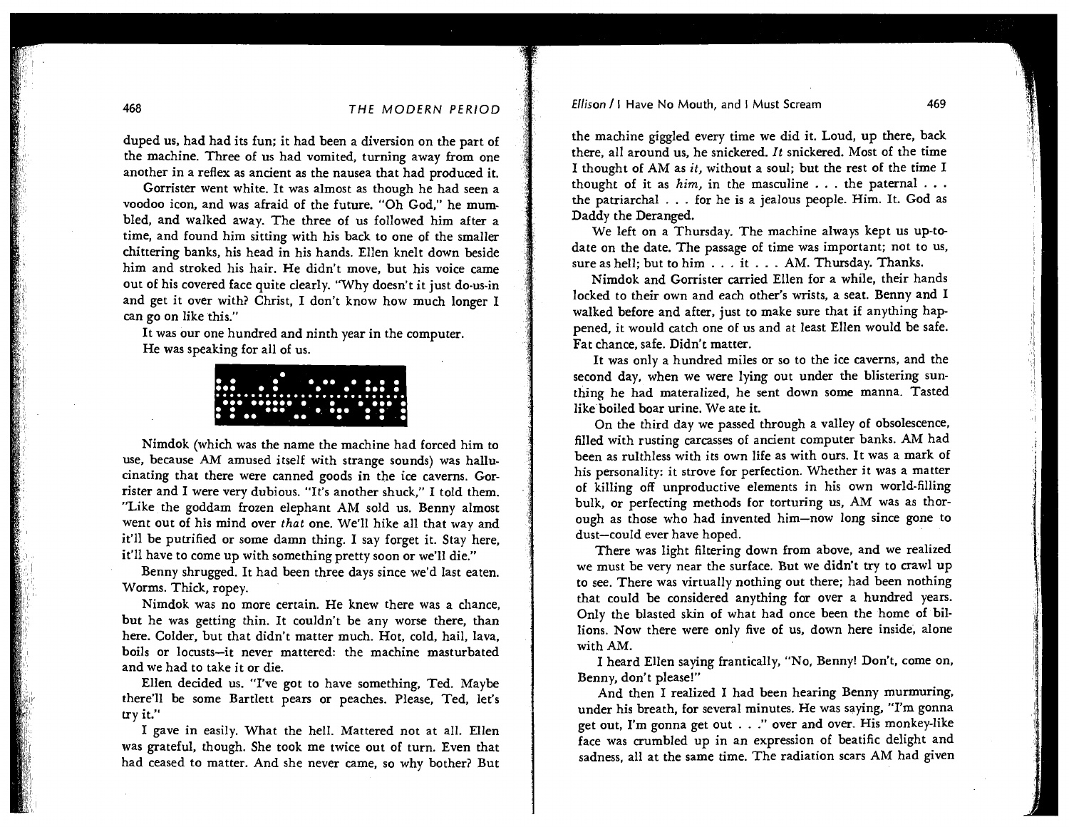duped us, had had its fun; it had been a diversion on the part of the machine. Three of us had vomited, turning away from one another in a reflex as ancient as the nausea that had produced it.

Gorrister went white. It was almost as though he had seen a voodoo icon, and was afraid of the future. "Oh God," he mumbled, and walked away. The three of us followed him after a time, and found him sitting with his back to one of the smaller chittering banks, his head in his hands. Ellen knelt down beside him and stroked his hair. He didn't move, but his voice came out of his covered face quite clearly. "Why doesn't it just do-us-in and get it over with? Christ, I don't know how much longer I can go on like this."

It was our one hundred and ninth year in the computer.

He was speaking for all of us.

Nimdok (which was the name the machine had forced him to use, because AM amused itself with strange sounds) was hallucinating that there were canned goods in the ice caverns. Gorrister and I were very dubious. "It's another shuck," I told them. "Like the goddam frozen elephant AM sold us. Benny almost went out of his mind over *that* one. We'll hike all that way and it'll be putrified or some damn thing. I say forget it. Stay here, it'll have to come up with something pretty soon or we'll die."

Benny shrugged. It had been three days since we'd last eaten. Worms. Thick, ropey.

Nimdok was no more certain. He knew there was a chance, but he was getting thin. It couldn't be any worse there, than here. Colder, but that didn't matter much. Hot, cold, hail, lava, boils or locusts—it never mattered: the machine masturbated and we had to take it or die.

Ellen decided us. "I've got to have something, Ted. Maybe there'll be some Bartlett pears or peaches. Please, Ted, let's try it."

I gave in easily. What the hell. Mattered not at all. Ellen was grateful, though. She took me twice out of turn. Even that had ceased to matter. And she never came, so why bother? But the machine giggled every time we did it. Loud, up there, back there, all around us, he snickered. *It* snickered. Most of the time I thought of AM as *it,* without a soul; but the rest of the time I thought of it as *him,* in the masculine . . . the paternal . . . the patriarchal . . . for he is a jealous people. Him. It. God as Daddy the Deranged.

We left on a Thursday. The machine always kept us up-to-date on the date. The passage of time was important; not to us, sure as hell; but to him . . . it . . . AM. Thursday. Thanks.

Nimdok and Gorrister carried Ellen for a while, their hands locked to their own and each other's wrists, a seat. Benny and I walked before and after, just to make sure that if anything happened, it would catch one of us and at least Ellen would be safe. Fat chance, safe. Didn't matter.

It was only a hundred miles or so to the ice caverns, and the second day, when we were lying out under the blistering sun-thing he had materalized, he sent down some manna. Tasted like boiled boar urine. We ate it.

On the third day we passed through a valley of obsolescence, filled with rusting carcasses of ancient computer banks. AM had been as ruthless with its own life as with ours. It was a mark of his personality: it strove for perfection. Whether it was a matter of killing off unproductive elements in his own world-filling bulk, or perfecting methods for torturing us, AM was as thorough as those who had invented him—now long since gone to dust—could ever have hoped.

There was light filtering down from above, and we realized we must be very near the surface. But we didn't try to crawl up to see. There was virtually nothing out there; had been nothing that could be considered anything for over a hundred years. Only the blasted skin of what had once been the home of billions. Now there were only five of us, down here inside, alone with AM.

I heard Ellen saying frantically, "No, Benny! Don't, come on, Benny, don't please!"

And then I realized I had been hearing Benny murmuring, under his breath, for several minutes. He was saying, "I'm gonna get out, I'm gonna get out . . ." over and over. His monkey-like face was crumbled up in an expression of beatific delight and sadness, all at the same time. The radiation scars AM had given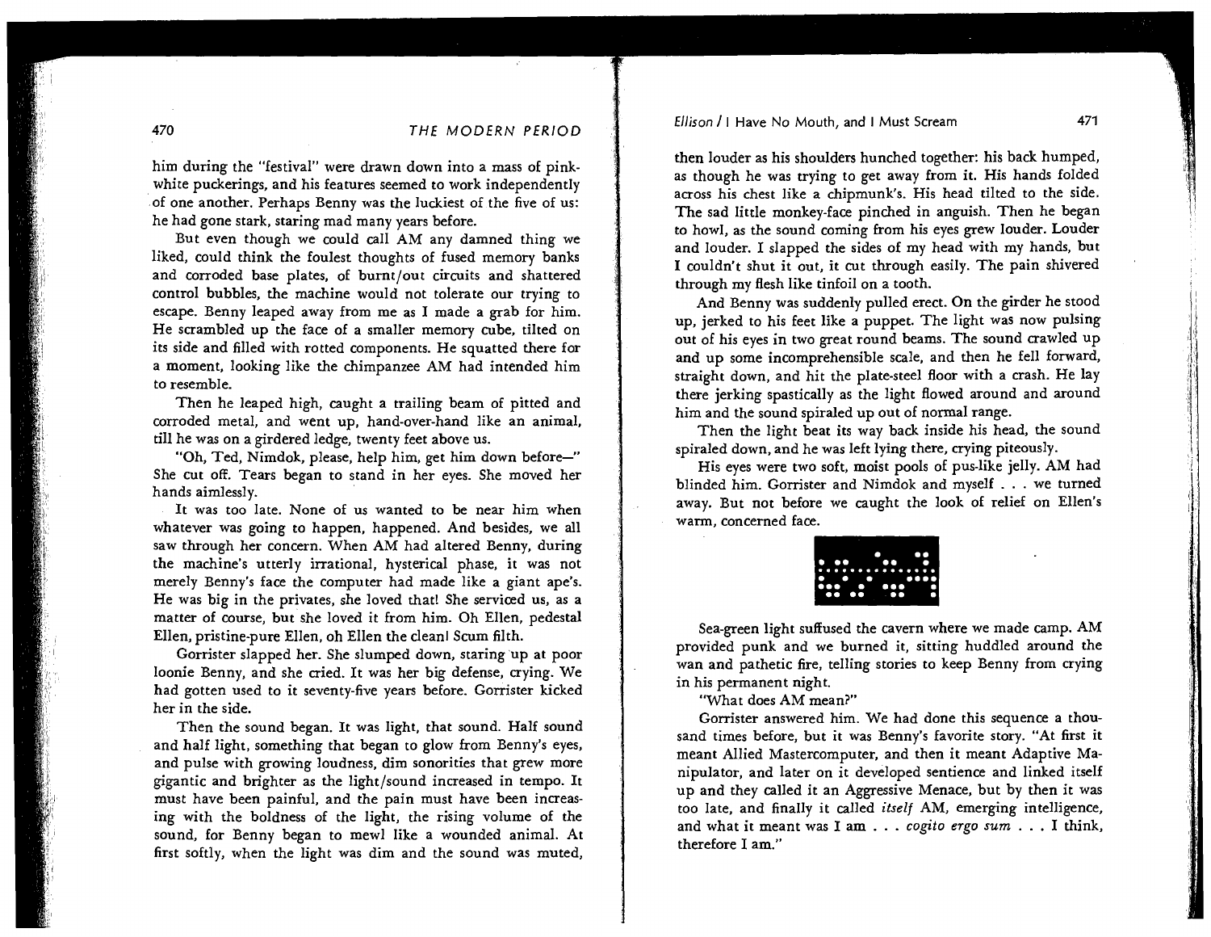him during the "festival" were drawn down into a mass of pink-white puckerings, and his features seemed to work independently of one another. Perhaps Benny was the luckiest of the five of us: he had gone stark, staring mad many years before.

But even though we could call AM any damned thing we liked, could think the foulest thoughts of fused memory banks and corroded base plates, of burnt/out circuits and shattered control bubbles, the machine would not tolerate our trying to escape. Benny leaped away from me as I made a grab for him. He scrambled up the face of a smaller memory cube, tilted on its side and filled with rotted components. He squatted there for a moment, looking like the chimpanzee AM had intended him to resemble.

Then he leaped high, caught a trailing beam of pitted and corroded metal, and went up, hand-over-hand like an animal, till he was on a girdered ledge, twenty feet above us.

"Oh, Ted, Nimdok, please, help him, get him down before—" She cut off. Tears began to stand in her eyes. She moved her hands aimlessly.

It was too late. None of us wanted to be near him when whatever was going to happen, happened. And besides, we all saw through her concern. When AM had altered Benny, during the machine's utterly irrational, hysterical phase, it was not merely Benny's face the computer had made like a giant ape's. He was big in the privates, she loved that! She serviced us, as a matter of course, but she loved it from him. Oh Ellen, pedestal Ellen, pristine-pure Ellen, oh Ellen the clean! Scum filth.

Gorrister slapped her. She slumped down, staring up at poor loonie Benny, and she cried. It was her big defense, crying. We had gotten used to it seventy-five years before. Gorrister kicked her in the side.

Then the sound began. It was light, that sound. Half sound and half light, something that began to glow from Benny's eyes, and pulse with growing loudness, dim sonorities that grew more gigantic and brighter as the light/sound increased in tempo. It must have been painful, and the pain must have been increasing with the boldness of the light, the rising volume of the sound, for Benny began to mewl like a wounded animal. At first softly, when the light was dim and the sound was muted, then louder as his shoulders hunched together: his back humped, as though he was trying to get away from it. His hands folded across his chest like a chipmunk's. His head tilted to the side. The sad little monkey-face pinched in anguish. Then he began to howl, as the sound coming from his eyes grew louder. Louder and louder. I slapped the sides of my head with my hands, but I couldn't shut it out, it cut through easily. The pain shivered through my flesh like tinfoil on a tooth.

And Benny was suddenly pulled erect. On the girder he stood up, jerked to his feet like a puppet. The light was now pulsing out of his eyes in two great round beams. The sound crawled up and up some incomprehensible scale, and then he fell forward, straight down, and hit the plate-steel floor with a crash. He lay there jerking spastically as the light flowed around and around him and the sound spiraled up out of normal range.

Then the light beat its way back inside his head, the sound spiraled down, and he was left lying there, crying piteously.

His eyes were two soft, moist pools of pus-like jelly. AM had blinded him. Gorrister and Nimdok and myself . . . we turned away. But not before we caught the look of relief on Ellen's warm, concerned face.

Sea-green light suffused the cavern where we made camp. AM provided punk and we burned it, sitting huddled around the wan and pathetic fire, telling stories to keep Benny from crying in his permanent night.

"What does AM mean?"

Gorrister answered him. We had done this sequence a thousand times before, but it was Benny's favorite story. "At first it meant Allied Mastercomputer, and then it meant Adaptive Manipulator, and later on it developed sentience and linked itself up and they called it an Aggressive Menace, but by then it was too late, and finally it called *itself* AM, emerging intelligence, and what it meant was I am . . . *cogito ergo sum* . . . I think, therefore I am."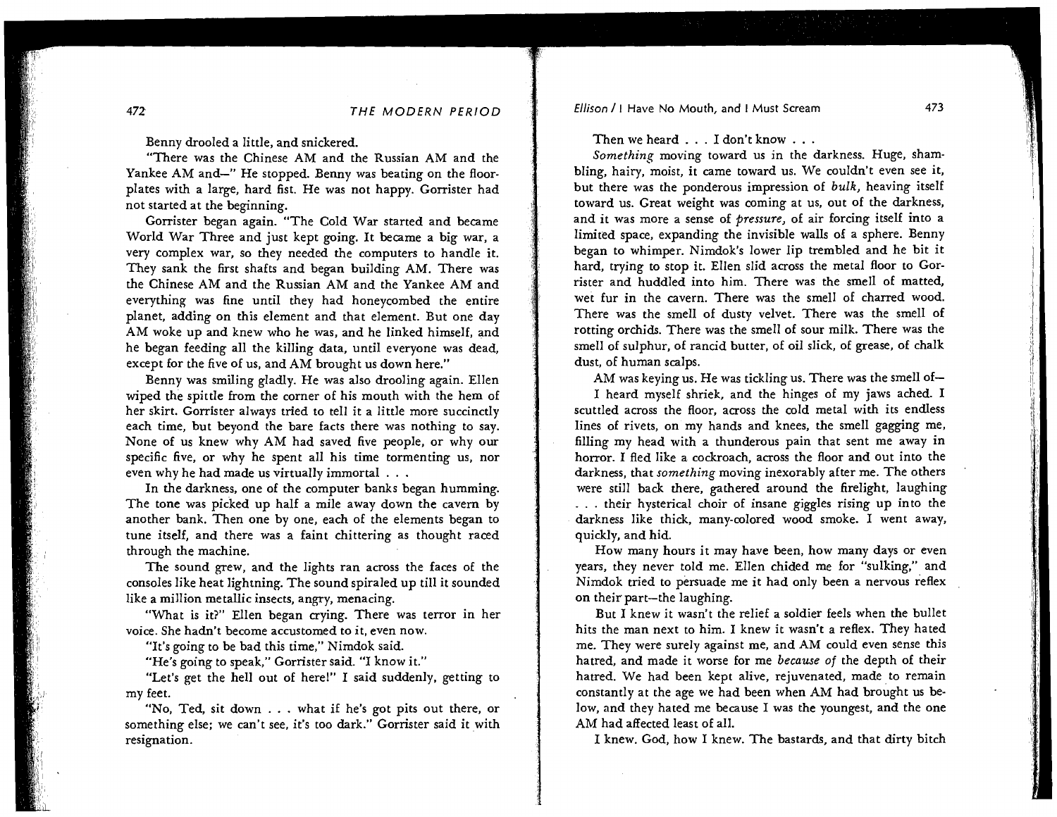Benny drooled a little, and snickered.

"There was the Chinese AM and the Russian AM and the Yankee AM and—" He stopped. Benny was beating on the floor-plates with a large, hard fist. He was not happy. Gorrister had not started at the beginning.

Gorrister began again. "The Cold War started and became World War Three and just kept going. It became a big war, a very complex war, so they needed the computers to handle it. They sank the first shafts and began building AM. There was the Chinese AM and the Russian AM and the Yankee AM and everything was fine until they had honeycombed the entire planet, adding on this element and that element. But one day AM woke up and knew who he was, and he linked himself, and he began feeding all the killing data, until everyone was dead, except for the five of us, and AM brought us down here."

Benny was smiling gladly. He was also drooling again. Ellen wiped the spittle from the corner of his mouth with the hem of her skirt. Gorrister always tried to tell it a little more succinctly each time, but beyond the bare facts there was nothing to say. None of us knew why AM had saved five people, or why our specific five, or why he spent all his time tormenting us, nor even why he had made us virtually immortal . . .

In the darkness, one of the computer banks began humming. The tone was picked up half a mile away down the cavern by another bank. Then one by one, each of the elements began to tune itself, and there was a faint chittering as thought raced through the machine.

The sound grew, and the lights ran across the faces of the consoles like heat lightning. The sound spiraled up till it sounded like a million metallic insects, angry, menacing.

"What is it?" Ellen began crying. There was terror in her voice. She hadn't become accustomed to it, even now.

"It's going to be bad this time," Nimdok said.

"He's going to speak," Gorrister said. "I know it."

"Let's get the hell out of here!" I said suddenly, getting to my feet.

"No, Ted, sit down . . . what if he's got pits out there, or something else; we can't see, it's too dark." Gorrister said it with resignation.

Then we heard . . . I don't know . . .

*Something* moving toward us in the darkness. Huge, shambling, hairy, moist, it came toward us. We couldn't even see it, but there was the ponderous impression of *bulk*, heaving itself toward us. Great weight was coming at us, out of the darkness, and it was more a sense of *pressure*, of air forcing itself into a limited space, expanding the invisible walls of a sphere. Benny began to whimper. Nimdok's lower lip trembled and he bit it hard, trying to stop it. Ellen slid across the metal floor to Gorrister and huddled into him. There was the smell of matted, wet fur in the cavern. There was the smell of charred wood. There was the smell of dusty velvet. There was the smell of rotting orchids. There was the smell of sour milk. There was the smell of sulphur, of rancid butter, of oil slick, of grease, of chalk dust, of human scalps.

AM was keying us. He was tickling us. There was the smell of—

I heard myself shriek, and the hinges of my jaws ached. I scuttled across the floor, across the cold metal with its endless lines of rivets, on my hands and knees, the smell gagging me, filling my head with a thunderous pain that sent me away in horror. I fled like a cockroach, across the floor and out into the darkness, that *something* moving inexorably after me. The others were still back there, gathered around the firelight, laughing . . . their hysterical choir of insane giggles rising up into the darkness like thick, many-colored wood smoke. I went away, quickly, and hid.

How many hours it may have been, how many days or even years, they never told me. Ellen chided me for "sulking," and Nimdok tried to persuade me it had only been a nervous reflex on their part—the laughing.

But I knew it wasn't the relief a soldier feels when the bullet hits the man next to him. I knew it wasn't a reflex. They hated me. They were surely against me, and AM could even sense this hatred, and made it worse for me *because of* the depth of their hatred. We had been kept alive, rejuvenated, made to remain constantly at the age we had been when AM had brought us below, and they hated me because I was the youngest, and the one AM had affected least of all.

I knew. God, how I knew. The bastards, and that dirty bitch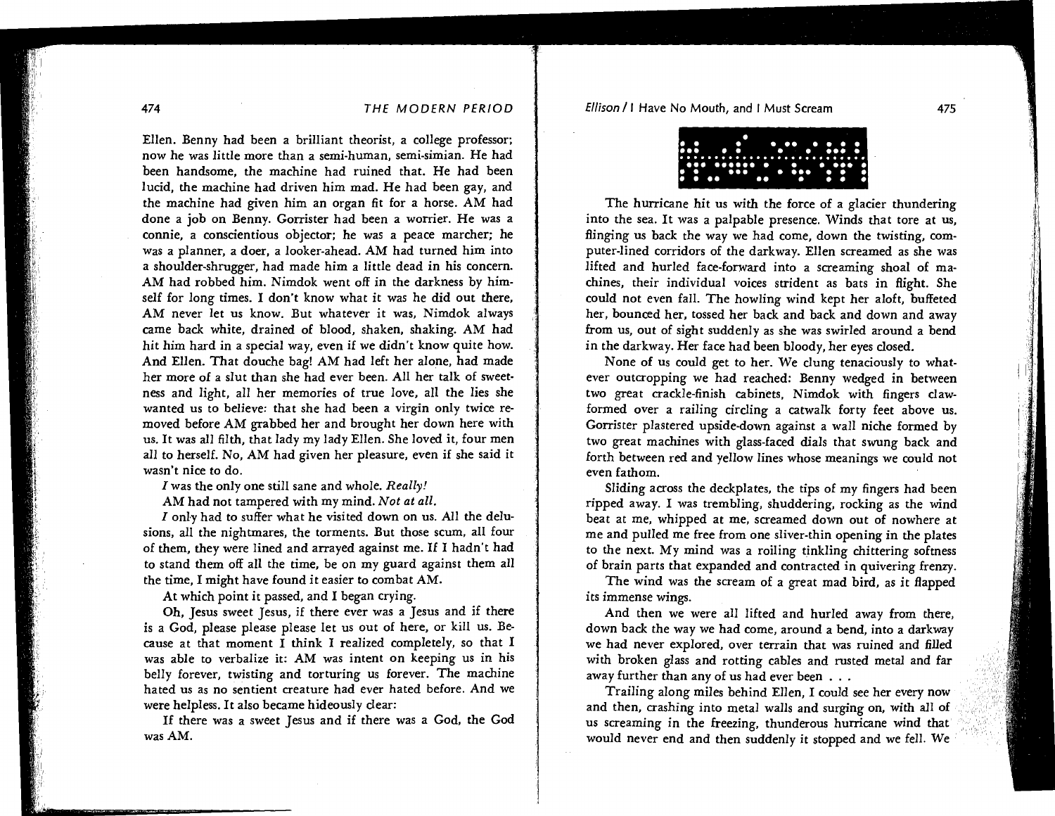Ellen. Benny had been a brilliant theorist, a college professor; now he was little more than a semi-human, semi-simian. He had been handsome, the machine had ruined that. He had been lucid, the machine had driven him mad. He had been gay, and the machine had given him an organ fit for a horse. AM had done a job on Benny. Gorrister had been a worrier. He was a connie, a conscientious objector; he was a peace marcher; he was a planner, a doer, a looker-ahead. AM had turned him into a shoulder-shrugger, had made him a little dead in his concern. AM had robbed him. Nimdok went off in the darkness by himself for long times. I don't know what it was he did out there, AM never let us know. But whatever it was, Nimdok always came back white, drained of blood, shaken, shaking. AM had hit him hard in a special way, even if we didn't know quite how. And Ellen. That douche bag! AM had left her alone, had made her more of a slut than she had ever been. All her talk of sweetness and light, all her memories of true love, all the lies she wanted us to believe: that she had been a virgin only twice removed before AM grabbed her and brought her down here with us. It was all filth, that lady my lady Ellen. She loved it, four men all to herself. No, AM had given her pleasure, even if she said it wasn't nice to do.

*I* was the only one still sane and whole. *Really!*

AM had not tampered with my mind. *Not at all.*

*I* only had to suffer what he visited down on us. All the delusions, all the nightmares, the torments. But those scum, all four of them, they were lined and arrayed against me. If I hadn't had to stand them off all the time, be on my guard against them all the time, I might have found it easier to combat AM.

At which point it passed, and I began crying.

Oh, Jesus sweet Jesus, if there ever was a Jesus and if there is a God, please please please let us out of here, or kill us. Because at that moment I think I realized completely, so that I was able to verbalize it: AM was intent on keeping us in his belly forever, twisting and torturing us forever. The machine hated us as no sentient creature had ever hated before. And we were helpless. It also became hideously clear:

If there was a sweet Jesus and if there was a God, the God was AM.

The hurricane hit us with the force of a glacier thundering into the sea. It was a palpable presence. Winds that tore at us, flinging us back the way we had come, down the twisting, computer-lined corridors of the darkway. Ellen screamed as she was lifted and hurled face-forward into a screaming shoal of machines, their individual voices strident as bats in flight. She could not even fall. The howling wind kept her aloft, buffeted her, bounced her, tossed her back and back and down and away from us, out of sight suddenly as she was swirled around a bend in the darkway. Her face had been bloody, her eyes closed.

None of us could get to her. We clung tenaciously to whatever outcropping we had reached: Benny wedged in between two great crackle-finish cabinets, Nimdok with fingers claw-formed over a railing circling a catwalk forty feet above us. Gorrister plastered upside-down against a wall niche formed by two great machines with glass-faced dials that swung back and forth between red and yellow lines whose meanings we could not even fathom.

Sliding across the deckplates, the tips of my fingers had been ripped away. I was trembling, shuddering, rocking as the wind beat at me, whipped at me, screamed down out of nowhere at me and pulled me free from one sliver-thin opening in the plates to the next. My mind was a roiling tinkling chittering softness of brain parts that expanded and contracted in quivering frenzy.

The wind was the scream of a great mad bird, as it flapped its immense wings.

And then we were all lifted and hurled away from there, down back the way we had come, around a bend, into a darkway we had never explored, over terrain that was ruined and filled with broken glass and rotting cables and rusted metal and far away further than any of us had ever been . . .

Trailing along miles behind Ellen, I could see her every now and then, crashing into metal walls and surging on, with all of us screaming in the freezing, thunderous hurricane wind that would never end and then suddenly it stopped and we fell. We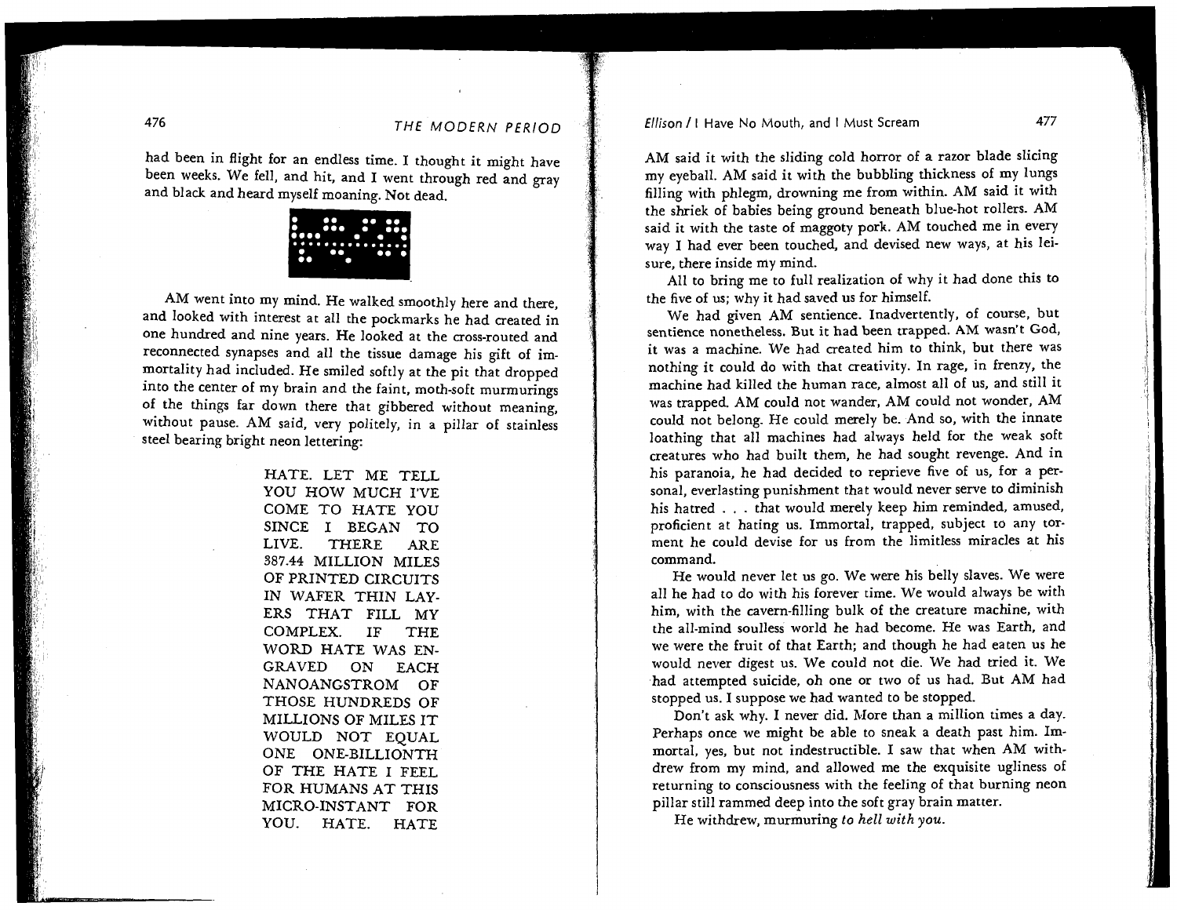had been in flight for an endless time. I thought it might have been weeks. We fell, and hit, and I went through red and gray and black and heard myself moaning. Not dead.

AM went into my mind. He walked smoothly here and there, and looked with interest at all the pockmarks he had created in one hundred and nine years. He looked at the cross-routed and reconnected synapses and all the tissue damage his gift of immortality had included. He smiled softly at the pit that dropped into the center of my brain and the faint, moth-soft murmurings of the things far down there that gibbered without meaning, without pause. AM said, very politely, in a pillar of stainless steel bearing bright neon lettering:

> HATE. LET ME TELL YOU HOW MUCH I'VE COME TO HATE YOU SINCE I BEGAN TO LIVE. THERE ARE 387.44 MILLION MILES OF PRINTED CIRCUITS IN WAFER THIN LAYERS THAT FILL MY COMPLEX. IF THE WORD HATE WAS ENGRAVED ON EACH NANOANGSTROM OF THOSE HUNDREDS OF MILLIONS OF MILES IT WOULD NOT EQUAL ONE ONE-BILLIONTH OF THE HATE I FEEL FOR HUMANS AT THIS MICRO-INSTANT FOR YOU. HATE. HATE

AM said it with the sliding cold horror of a razor blade slicing my eyeball. AM said it with the bubbling thickness of my lungs filling with phlegm, drowning me from within. AM said it with the shriek of babies being ground beneath blue-hot rollers. AM said it with the taste of maggoty pork. AM touched me in every way I had ever been touched, and devised new ways, at his leisure, there inside my mind.

All to bring me to full realization of why it had done this to the five of us; why it had saved us for himself.

We had given AM sentience. Inadvertently, of course, but sentience nonetheless. But it had been trapped. AM wasn't God, it was a machine. We had created him to think, but there was nothing it could do with that creativity. In rage, in frenzy, the machine had killed the human race, almost all of us, and still it was trapped. AM could not wander, AM could not wonder, AM could not belong. He could merely be. And so, with the innate loathing that all machines had always held for the weak soft creatures who had built them, he had sought revenge. And in his paranoia, he had decided to reprieve five of us, for a personal, everlasting punishment that would never serve to diminish his hatred . . . that would merely keep him reminded, amused, proficient at hating us. Immortal, trapped, subject to any torment he could devise for us from the limitless miracles at his command.

He would never let us go. We were his belly slaves. We were all he had to do with his forever time. We would always be with him, with the cavern-filling bulk of the creature machine, with the all-mind soulless world he had become. He was Earth, and we were the fruit of that Earth; and though he had eaten us he would never digest us. We could not die. We had tried it. We had attempted suicide, oh one or two of us had. But AM had stopped us. I suppose we had wanted to be stopped.

Don't ask why. I never did. More than a million times a day. Perhaps once we might be able to sneak a death past him. Immortal, yes, but not indestructible. I saw that when AM withdrew from my mind, and allowed me the exquisite ugliness of returning to consciousness with the feeling of that burning neon pillar still rammed deep into the soft gray brain matter.

He withdrew, murmuring *to hell with you.*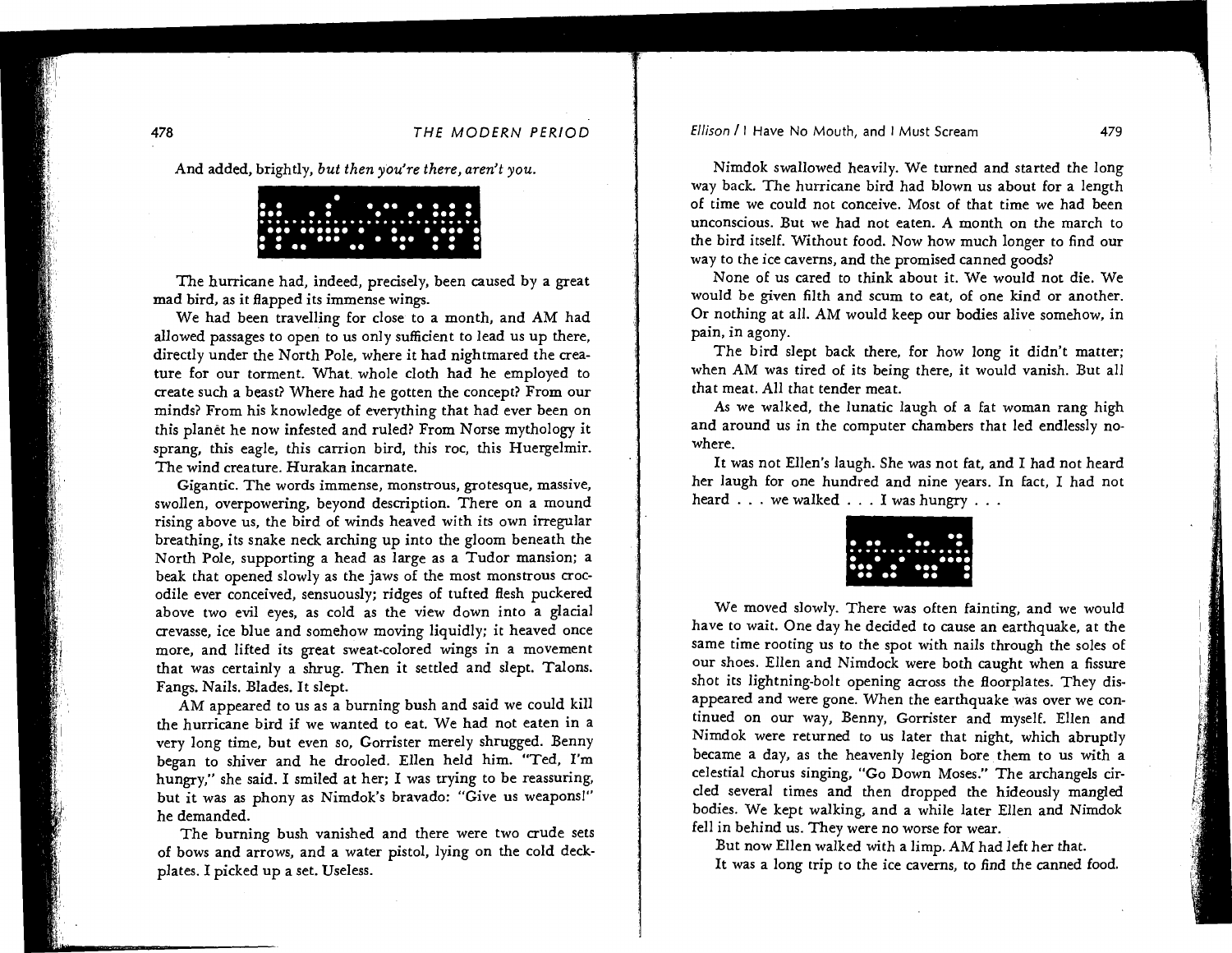And added, brightly, *but then you're there, aren't you.*

The hurricane had, indeed, precisely, been caused by a great mad bird, as it flapped its immense wings.

We had been travelling for close to a month, and AM had allowed passages to open to us only sufficient to lead us up there, directly under the North Pole, where it had nightmared the creature for our torment. What whole cloth had he employed to create such a beast? Where had he gotten the concept? From our minds? From his knowledge of everything that had ever been on this planet he now infested and ruled? From Norse mythology it sprang, this eagle, this carrion bird, this roc, this Huergelmir. The wind creature. Hurakan incarnate.

Gigantic. The words immense, monstrous, grotesque, massive, swollen, overpowering, beyond description. There on a mound rising above us, the bird of winds heaved with its own irregular breathing, its snake neck arching up into the gloom beneath the North Pole, supporting a head as large as a Tudor mansion; a beak that opened slowly as the jaws of the most monstrous crocodile ever conceived, sensuously; ridges of tufted flesh puckered above two evil eyes, as cold as the view down into a glacial crevasse, ice blue and somehow moving liquidly; it heaved once more, and lifted its great sweat-colored wings in a movement that was certainly a shrug. Then it settled and slept. Talons. Fangs. Nails. Blades. It slept.

AM appeared to us as a burning bush and said we could kill the hurricane bird if we wanted to eat. We had not eaten in a very long time, but even so, Gorrister merely shrugged. Benny began to shiver and he drooled. Ellen held him. "Ted, I'm hungry," she said. I smiled at her; I was trying to be reassuring, but it was as phony as Nimdok's bravado: "Give us weapons!" he demanded.

The burning bush vanished and there were two crude sets of bows and arrows, and a water pistol, lying on the cold deckplates. I picked up a set. Useless.

Nimdok swallowed heavily. We turned and started the long way back. The hurricane bird had blown us about for a length of time we could not conceive. Most of that time we had been unconscious. But we had not eaten. A month on the march to the bird itself. Without food. Now how much longer to find our way to the ice caverns, and the promised canned goods?

None of us cared to think about it. We would not die. We would be given filth and scum to eat, of one kind or another. Or nothing at all. AM would keep our bodies alive somehow, in pain, in agony.

The bird slept back there, for how long it didn't matter; when AM was tired of its being there, it would vanish. But all that meat. All that tender meat.

As we walked, the lunatic laugh of a fat woman rang high and around us in the computer chambers that led endlessly nowhere.

It was not Ellen's laugh. She was not fat, and I had not heard her laugh for one hundred and nine years. In fact, I had not heard . . . we walked . . . I was hungry . . .

We moved slowly. There was often fainting, and we would have to wait. One day he decided to cause an earthquake, at the same time rooting us to the spot with nails through the soles of our shoes. Ellen and Nimdock were both caught when a fissure shot its lightning-bolt opening across the floorplates. They disappeared and were gone. When the earthquake was over we continued on our way, Benny, Gorrister and myself. Ellen and Nimdok were returned to us later that night, which abruptly became a day, as the heavenly legion bore them to us with a celestial chorus singing, "Go Down Moses." The archangels circled several times and then dropped the hideously mangled bodies. We kept walking, and a while later Ellen and Nimdok fell in behind us. They were no worse for wear.

But now Ellen walked with a limp. AM had left her that.

It was a long trip to the ice caverns, to find the canned food.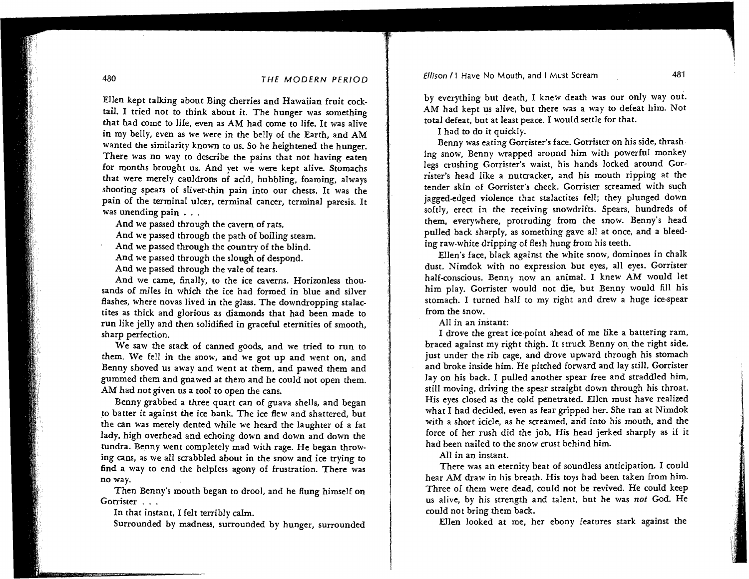Ellen kept talking about Bing cherries and Hawaiian fruit cocktail. I tried not to think about it. The hunger was something that had come to life, even as AM had come to life. It was alive in my belly, even as we were in the belly of the Earth, and AM wanted the similarity known to us. So he heightened the hunger. There was no way to describe the pains that not having eaten for months brought us. And yet we were kept alive. Stomachs that were merely cauldrons of acid, bubbling, foaming, always shooting spears of sliver-thin pain into our chests. It was the pain of the terminal ulcer, terminal cancer, terminal paresis. It was unending pain . . .

And we passed through the cavern of rats.

And we passed through the path of boiling steam.

And we passed through the country of the blind.

And we passed through the slough of despond.

And we passed through the vale of tears.

And we came, finally, to the ice caverns. Horizonless thousands of miles in which the ice had formed in blue and silver flashes, where novas lived in the glass. The downdropping stalactites as thick and glorious as diamonds that had been made to run like jelly and then solidified in graceful eternities of smooth, sharp perfection.

We saw the stack of canned goods, and we tried to run to them. We fell in the snow, and we got up and went on, and Benny shoved us away and went at them, and pawed them and gummed them and gnawed at them and he could not open them. AM had not given us a tool to open the cans.

Benny grabbed a three quart can of guava shells, and began to batter it against the ice bank. The ice flew and shattered, but the can was merely dented while we heard the laughter of a fat lady, high overhead and echoing down and down and down the tundra. Benny went completely mad with rage. He began throwing cans, as we all scrabbled about in the snow and ice trying to find a way to end the helpless agony of frustration. There was no way.

Then Benny's mouth began to drool, and he flung himself on Gorrister . . .

In that instant, I felt terribly calm.

Surrounded by madness, surrounded by hunger, surrounded by everything but death, I knew death was our only way out. AM had kept us alive, but there was a way to defeat him. Not total defeat, but at least peace. I would settle for that.

I had to do it quickly.

Benny was eating Gorrister's face. Gorrister on his side, thrashing snow, Benny wrapped around him with powerful monkey legs crushing Gorrister's waist, his hands locked around Gorrister's head like a nutcracker, and his mouth ripping at the tender skin of Gorrister's cheek. Gorrister screamed with such jagged-edged violence that stalactites fell; they plunged down softly, erect in the receiving snowdrifts. Spears, hundreds of them, everywhere, protruding from the snow. Benny's head pulled back sharply, as something gave all at once, and a bleeding raw-white dripping of flesh hung from his teeth.

Ellen's face, black against the white snow, dominoes in chalk dust. Nimdok with no expression but eyes, all eyes. Gorrister half-conscious. Benny now an animal. I knew AM would let him play. Gorrister would not die, but Benny would fill his stomach. I turned half to my right and drew a huge ice-spear from the snow.

All in an instant:

I drove the great ice-point ahead of me like a battering ram, braced against my right thigh. It struck Benny on the right side, just under the rib cage, and drove upward through his stomach and broke inside him. He pitched forward and lay still. Gorrister lay on his back. I pulled another spear free and straddled him, still moving, driving the spear straight down through his throat. His eyes closed as the cold penetrated. Ellen must have realized what I had decided, even as fear gripped her. She ran at Nimdok with a short icicle, as he screamed, and into his mouth, and the force of her rush did the job. His head jerked sharply as if it had been nailed to the snow crust behind him.

All in an instant.

There was an eternity beat of soundless anticipation. I could hear AM draw in his breath. His toys had been taken from him. Three of them were dead, could not be revived. He could keep us alive, by his strength and talent, but he was *not* God. He could not bring them back.

Ellen looked at me, her ebony features stark against the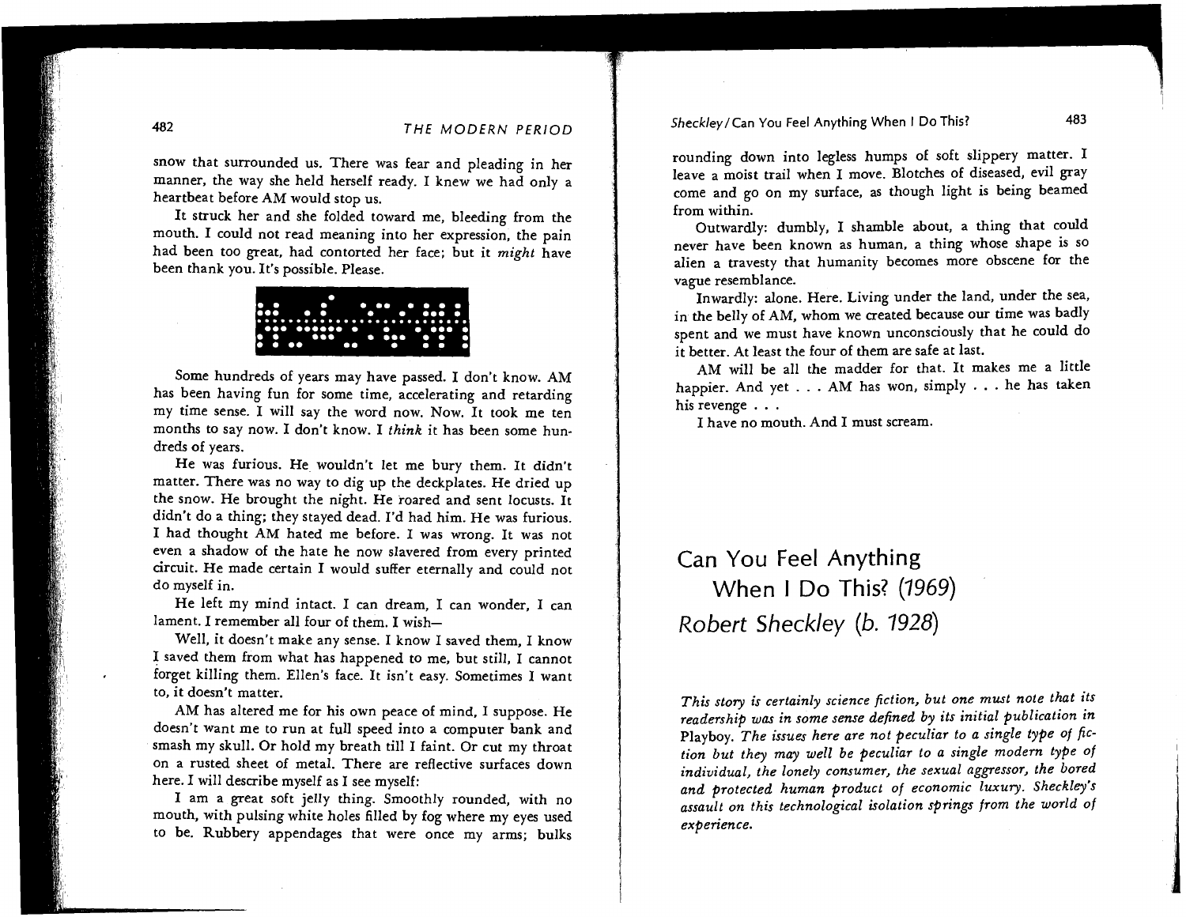snow that surrounded us. There was fear and pleading in her manner, the way she held herself ready. I knew we had only a heartbeat before AM would stop us.

It struck her and she folded toward me, bleeding from the mouth. I could not read meaning into her expression, the pain had been too great, had contorted her face; but it *might* have been thank you. It's possible. Please.

Some hundreds of years may have passed. I don't know. AM has been having fun for some time, accelerating and retarding my time sense. I will say the word now. Now. It took me ten months to say now. I don't know. I *think* it has been some hundreds of years.

He was furious. He wouldn't let me bury them. It didn't matter. There was no way to dig up the deckplates. He dried up the snow. He brought the night. He roared and sent locusts. It didn't do a thing; they stayed dead. I'd had him. He was furious. I had thought AM hated me before. I was wrong. It was not even a shadow of the hate he now slavered from every printed circuit. He made certain I would suffer eternally and could not do myself in.

He left my mind intact. I can dream, I can wonder, I can lament. I remember all four of them. I wish—

Well, it doesn't make any sense. I know I saved them, I know I saved them from what has happened to me, but still, I cannot forget killing them. Ellen's face. It isn't easy. Sometimes I want to, it doesn't matter.

AM has altered me for his own peace of mind, I suppose. He doesn't want me to run at full speed into a computer bank and smash my skull. Or hold my breath till I faint. Or cut my throat on a rusted sheet of metal. There are reflective surfaces down here. I will describe myself as I see myself:

I am a great soft jelly thing. Smoothly rounded, with no mouth, with pulsing white holes filled by fog where my eyes used to be. Rubbery appendages that were once my arms; bulks rounding down into legless humps of soft slippery matter. I leave a moist trail when I move. Blotches of diseased, evil gray come and go on my surface, as though light is being beamed from within.

Outwardly: dumbly, I shamble about, a thing that could never have been known as human, a thing whose shape is so alien a travesty that humanity becomes more obscene for the vague resemblance.

Inwardly: alone. Here. Living under the land, under the sea, in the belly of AM, whom we created because our time was badly spent and we must have known unconsciously that he could do it better. At least the four of them are safe at last.

AM will be all the madder for that. It makes me a little happier. And yet . . . AM has won, simply . . . he has taken his revenge . . .

I have no mouth. And I must scream.

# Can You Feel Anything When I Do This? (1969)

## Robert Sheckley (b. 1928)

*This story is certainly science fiction, but one must note that its readership was in some sense defined by its initial publication in* Playboy. *The issues here are not peculiar to a single type of fiction but they may well be peculiar to a single modern type of individual, the lonely consumer, the sexual aggressor, the bored and protected human product of economic luxury. Sheckley's assault on this technological isolation springs from the world of experience.*